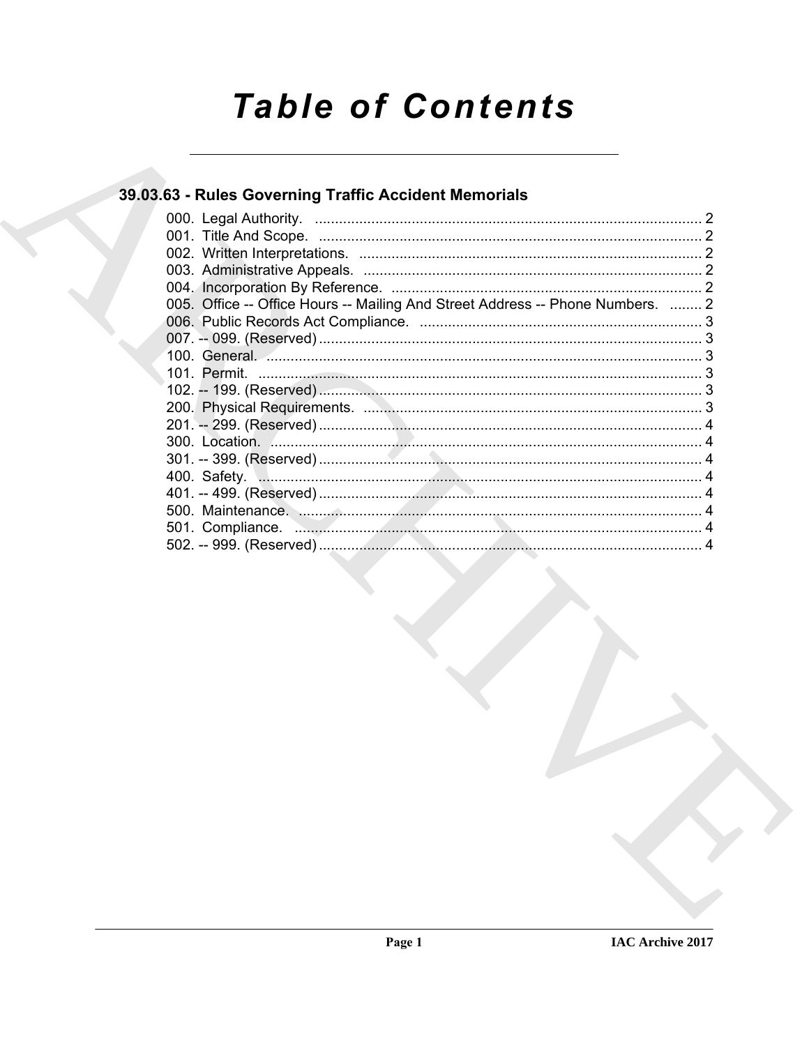# Table of Contents

## 39.03.63 - Rules Governing Traffic Accident Memorials

000. Legal Authority. ................................................................................................ 2
001. Title And Scope. ................................................................................................ 2
002. Written Interpretations. ...................................................................................... 2
003. Administrative Appeals. ..................................................................................... 2
004. Incorporation By Reference. .............................................................................. 2
005. Office -- Office Hours -- Mailing And Street Address -- Phone Numbers. ........ 2
006. Public Records Act Compliance. ....................................................................... 3
007. -- 099. (Reserved) ............................................................................................... 3
100. General. ............................................................................................................. 3
101. Permit. ............................................................................................................... 3
102. -- 199. (Reserved) ............................................................................................... 3
200. Physical Requirements. ..................................................................................... 3
201. -- 299. (Reserved) ............................................................................................... 4
300. Location. ............................................................................................................ 4
301. -- 399. (Reserved) ............................................................................................... 4
400. Safety. ............................................................................................................... 4
401. -- 499. (Reserved) ............................................................................................... 4
500. Maintenance. ..................................................................................................... 4
501. Compliance. ....................................................................................................... 4
502. -- 999. (Reserved) ............................................................................................... 4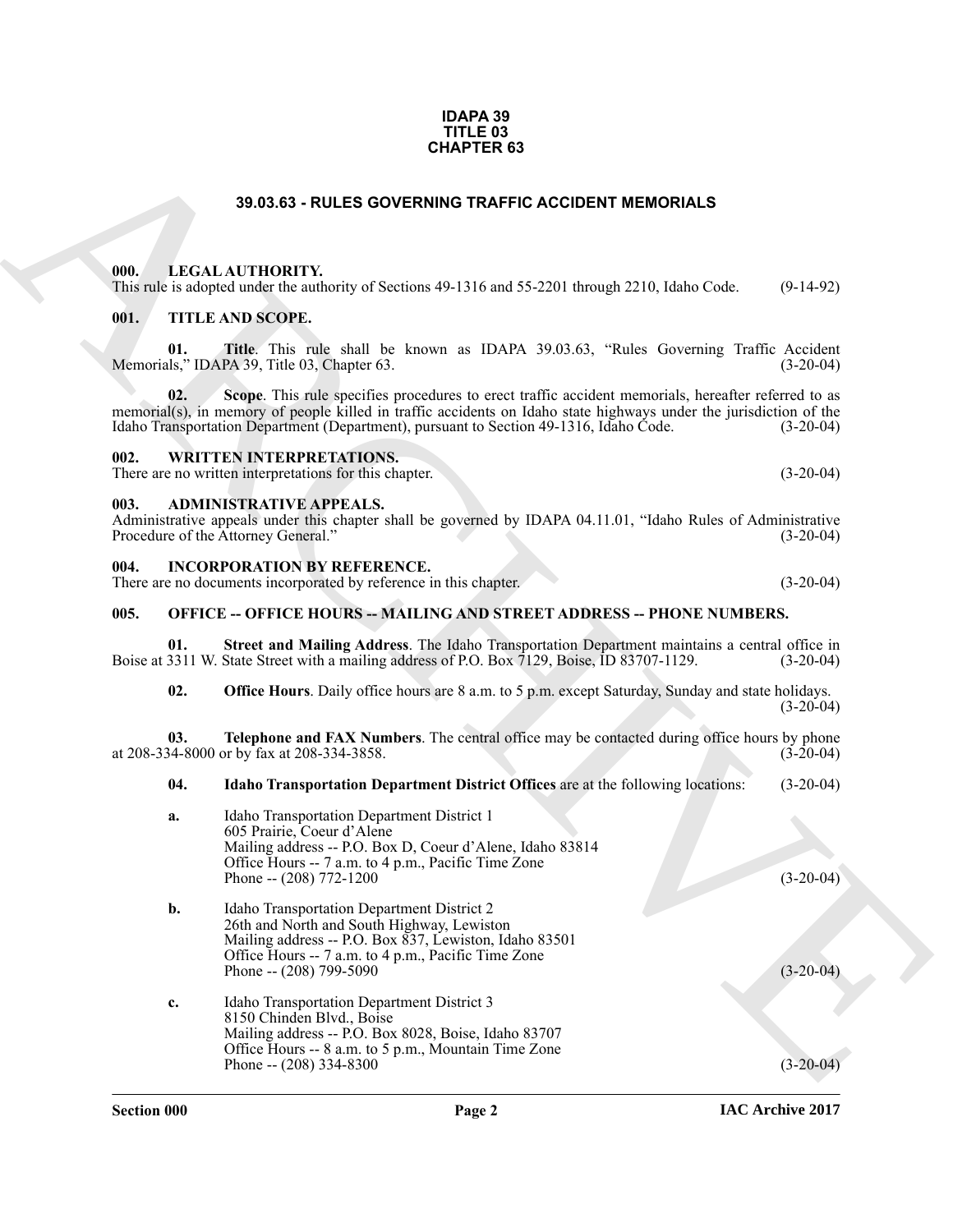**IDAPA 39
TITLE 03
CHAPTER 63**

# 39.03.63 - RULES GOVERNING TRAFFIC ACCIDENT MEMORIALS

## 000. LEGAL AUTHORITY.

This rule is adopted under the authority of Sections 49-1316 and 55-2201 through 2210, Idaho Code. (9-14-92)

## 001. TITLE AND SCOPE.

**01. Title**. This rule shall be known as IDAPA 39.03.63, "Rules Governing Traffic Accident Memorials," IDAPA 39, Title 03, Chapter 63. (3-20-04)

**02. Scope**. This rule specifies procedures to erect traffic accident memorials, hereafter referred to as memorial(s), in memory of people killed in traffic accidents on Idaho state highways under the jurisdiction of the Idaho Transportation Department (Department), pursuant to Section 49-1316, Idaho Code. (3-20-04)

## 002. WRITTEN INTERPRETATIONS.

There are no written interpretations for this chapter. (3-20-04)

## 003. ADMINISTRATIVE APPEALS.

Administrative appeals under this chapter shall be governed by IDAPA 04.11.01, "Idaho Rules of Administrative Procedure of the Attorney General." (3-20-04)

## 004. INCORPORATION BY REFERENCE.

There are no documents incorporated by reference in this chapter. (3-20-04)

## 005. OFFICE -- OFFICE HOURS -- MAILING AND STREET ADDRESS -- PHONE NUMBERS.

**01. Street and Mailing Address**. The Idaho Transportation Department maintains a central office in Boise at 3311 W. State Street with a mailing address of P.O. Box 7129, Boise, ID 83707-1129. (3-20-04)

**02. Office Hours**. Daily office hours are 8 a.m. to 5 p.m. except Saturday, Sunday and state holidays. (3-20-04)

**03. Telephone and FAX Numbers**. The central office may be contacted during office hours by phone at 208-334-8000 or by fax at 208-334-3858. (3-20-04)

**04. Idaho Transportation Department District Offices** are at the following locations: (3-20-04)

**a.** Idaho Transportation Department District 1
605 Prairie, Coeur d'Alene
Mailing address -- P.O. Box D, Coeur d'Alene, Idaho 83814
Office Hours -- 7 a.m. to 4 p.m., Pacific Time Zone
Phone -- (208) 772-1200 (3-20-04)

**b.** Idaho Transportation Department District 2
26th and North and South Highway, Lewiston
Mailing address -- P.O. Box 837, Lewiston, Idaho 83501
Office Hours -- 7 a.m. to 4 p.m., Pacific Time Zone
Phone -- (208) 799-5090 (3-20-04)

**c.** Idaho Transportation Department District 3
8150 Chinden Blvd., Boise
Mailing address -- P.O. Box 8028, Boise, Idaho 83707
Office Hours -- 8 a.m. to 5 p.m., Mountain Time Zone
Phone -- (208) 334-8300 (3-20-04)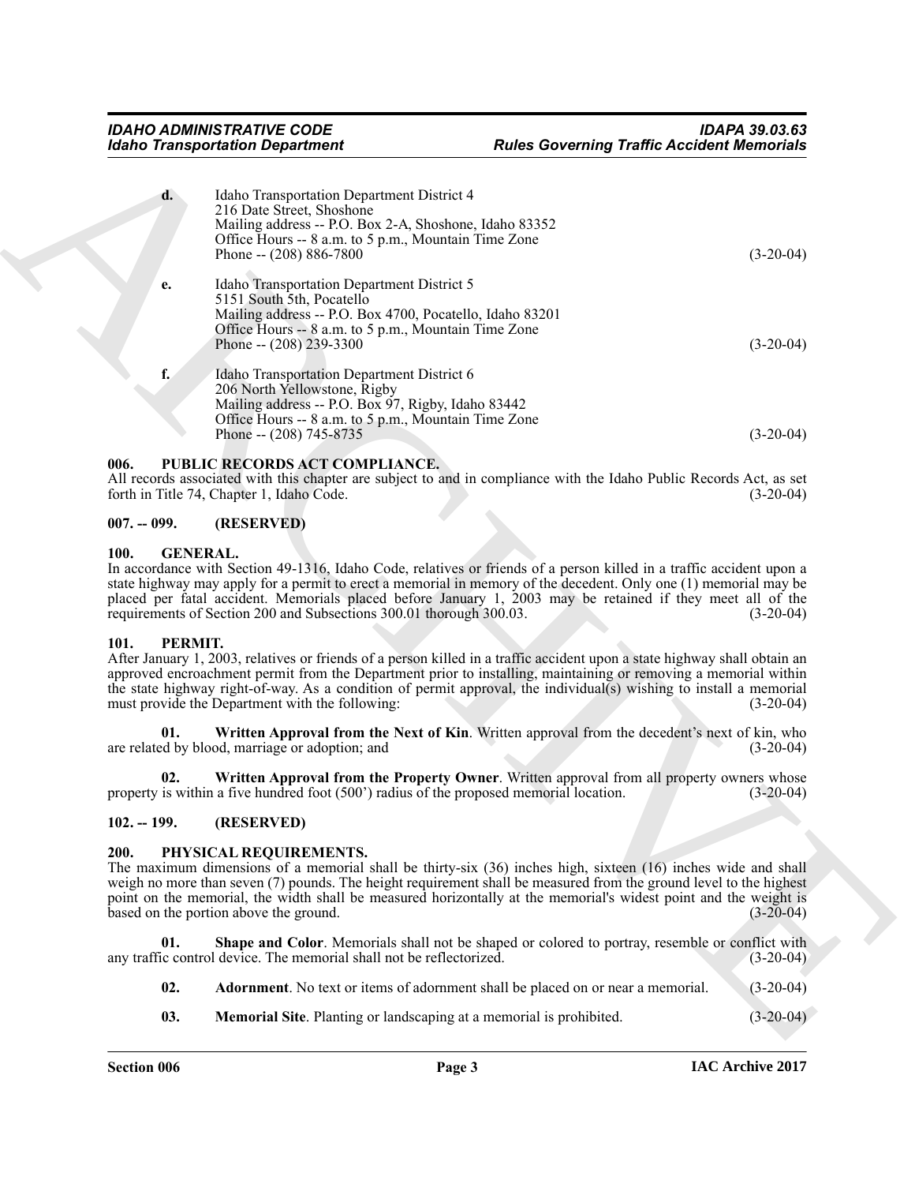| | | |
|---|---|---|
| **d.** | Idaho Transportation Department District 4<br>216 Date Street, Shoshone<br>Mailing address -- P.O. Box 2-A, Shoshone, Idaho 83352<br>Office Hours -- 8 a.m. to 5 p.m., Mountain Time Zone<br>Phone -- (208) 886-7800 | (3-20-04) |
| **e.** | Idaho Transportation Department District 5<br>5151 South 5th, Pocatello<br>Mailing address -- P.O. Box 4700, Pocatello, Idaho 83201<br>Office Hours -- 8 a.m. to 5 p.m., Mountain Time Zone<br>Phone -- (208) 239-3300 | (3-20-04) |
| **f.** | Idaho Transportation Department District 6<br>206 North Yellowstone, Rigby<br>Mailing address -- P.O. Box 97, Rigby, Idaho 83442<br>Office Hours -- 8 a.m. to 5 p.m., Mountain Time Zone<br>Phone -- (208) 745-8735 | (3-20-04) |

## 006. PUBLIC RECORDS ACT COMPLIANCE.

All records associated with this chapter are subject to and in compliance with the Idaho Public Records Act, as set forth in Title 74, Chapter 1, Idaho Code. (3-20-04)

## 007. -- 099. (RESERVED)

## 100. GENERAL.

In accordance with Section 49-1316, Idaho Code, relatives or friends of a person killed in a traffic accident upon a state highway may apply for a permit to erect a memorial in memory of the decedent. Only one (1) memorial may be placed per fatal accident. Memorials placed before January 1, 2003 may be retained if they meet all of the requirements of Section 200 and Subsections 300.01 thorough 300.03. (3-20-04)

## 101. PERMIT.

After January 1, 2003, relatives or friends of a person killed in a traffic accident upon a state highway shall obtain an approved encroachment permit from the Department prior to installing, maintaining or removing a memorial within the state highway right-of-way. As a condition of permit approval, the individual(s) wishing to install a memorial must provide the Department with the following: (3-20-04)

**01. Written Approval from the Next of Kin**. Written approval from the decedent's next of kin, who are related by blood, marriage or adoption; and (3-20-04)

**02. Written Approval from the Property Owner**. Written approval from all property owners whose property is within a five hundred foot (500') radius of the proposed memorial location. (3-20-04)

## 102. -- 199. (RESERVED)

## 200. PHYSICAL REQUIREMENTS.

The maximum dimensions of a memorial shall be thirty-six (36) inches high, sixteen (16) inches wide and shall weigh no more than seven (7) pounds. The height requirement shall be measured from the ground level to the highest point on the memorial, the width shall be measured horizontally at the memorial's widest point and the weight is based on the portion above the ground. (3-20-04)

**01. Shape and Color**. Memorials shall not be shaped or colored to portray, resemble or conflict with any traffic control device. The memorial shall not be reflectorized. (3-20-04)

**02. Adornment**. No text or items of adornment shall be placed on or near a memorial. (3-20-04)

**03. Memorial Site**. Planting or landscaping at a memorial is prohibited. (3-20-04)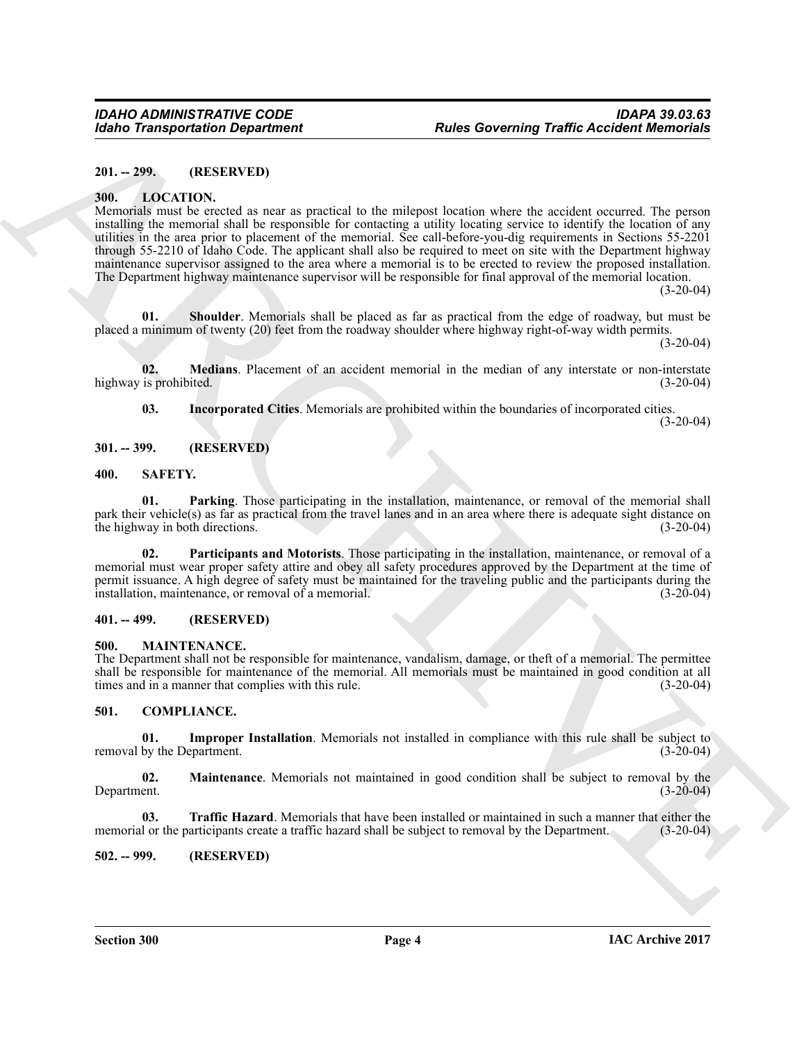**201. -- 299. (RESERVED)**

**300. LOCATION.**

Memorials must be erected as near as practical to the milepost location where the accident occurred. The person installing the memorial shall be responsible for contacting a utility locating service to identify the location of any utilities in the area prior to placement of the memorial. See call-before-you-dig requirements in Sections 55-2201 through 55-2210 of Idaho Code. The applicant shall also be required to meet on site with the Department highway maintenance supervisor assigned to the area where a memorial is to be erected to review the proposed installation. The Department highway maintenance supervisor will be responsible for final approval of the memorial location. (3-20-04)

**01. Shoulder**. Memorials shall be placed as far as practical from the edge of roadway, but must be placed a minimum of twenty (20) feet from the roadway shoulder where highway right-of-way width permits. (3-20-04)

**02. Medians**. Placement of an accident memorial in the median of any interstate or non-interstate highway is prohibited. (3-20-04)

**03. Incorporated Cities**. Memorials are prohibited within the boundaries of incorporated cities. (3-20-04)

**301. -- 399. (RESERVED)**

**400. SAFETY.**

**01. Parking**. Those participating in the installation, maintenance, or removal of the memorial shall park their vehicle(s) as far as practical from the travel lanes and in an area where there is adequate sight distance on the highway in both directions. (3-20-04)

**02. Participants and Motorists**. Those participating in the installation, maintenance, or removal of a memorial must wear proper safety attire and obey all safety procedures approved by the Department at the time of permit issuance. A high degree of safety must be maintained for the traveling public and the participants during the installation, maintenance, or removal of a memorial. (3-20-04)

**401. -- 499. (RESERVED)**

**500. MAINTENANCE.**

The Department shall not be responsible for maintenance, vandalism, damage, or theft of a memorial. The permittee shall be responsible for maintenance of the memorial. All memorials must be maintained in good condition at all times and in a manner that complies with this rule. (3-20-04)

**501. COMPLIANCE.**

**01. Improper Installation**. Memorials not installed in compliance with this rule shall be subject to removal by the Department. (3-20-04)

**02. Maintenance**. Memorials not maintained in good condition shall be subject to removal by the Department. (3-20-04)

**03. Traffic Hazard**. Memorials that have been installed or maintained in such a manner that either the memorial or the participants create a traffic hazard shall be subject to removal by the Department. (3-20-04)

**502. -- 999. (RESERVED)**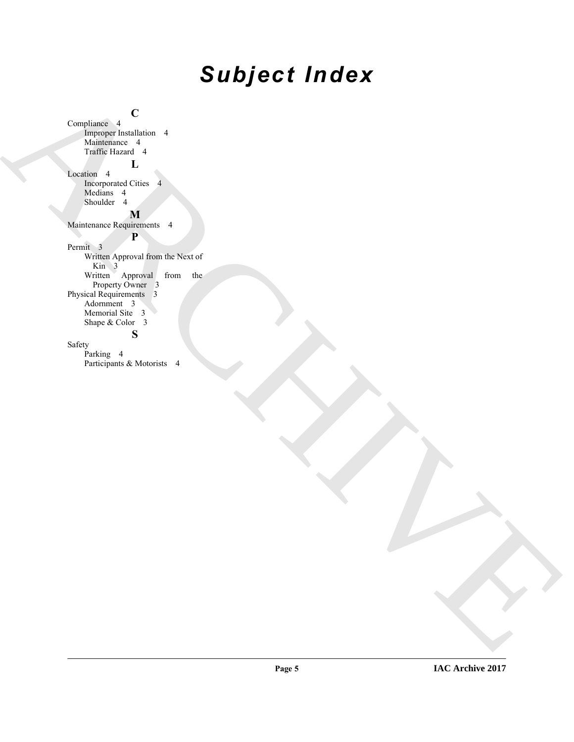# *Subject Index*

**C**

Compliance 4
- Improper Installation 4
- Maintenance 4
- Traffic Hazard 4

**L**

Location 4
- Incorporated Cities 4
- Medians 4
- Shoulder 4

**M**

Maintenance Requirements 4

**P**

Permit 3
- Written Approval from the Next of Kin 3
- Written Approval from the Property Owner 3

Physical Requirements 3
- Adornment 3
- Memorial Site 3
- Shape & Color 3

**S**

Safety
- Parking 4
- Participants & Motorists 4